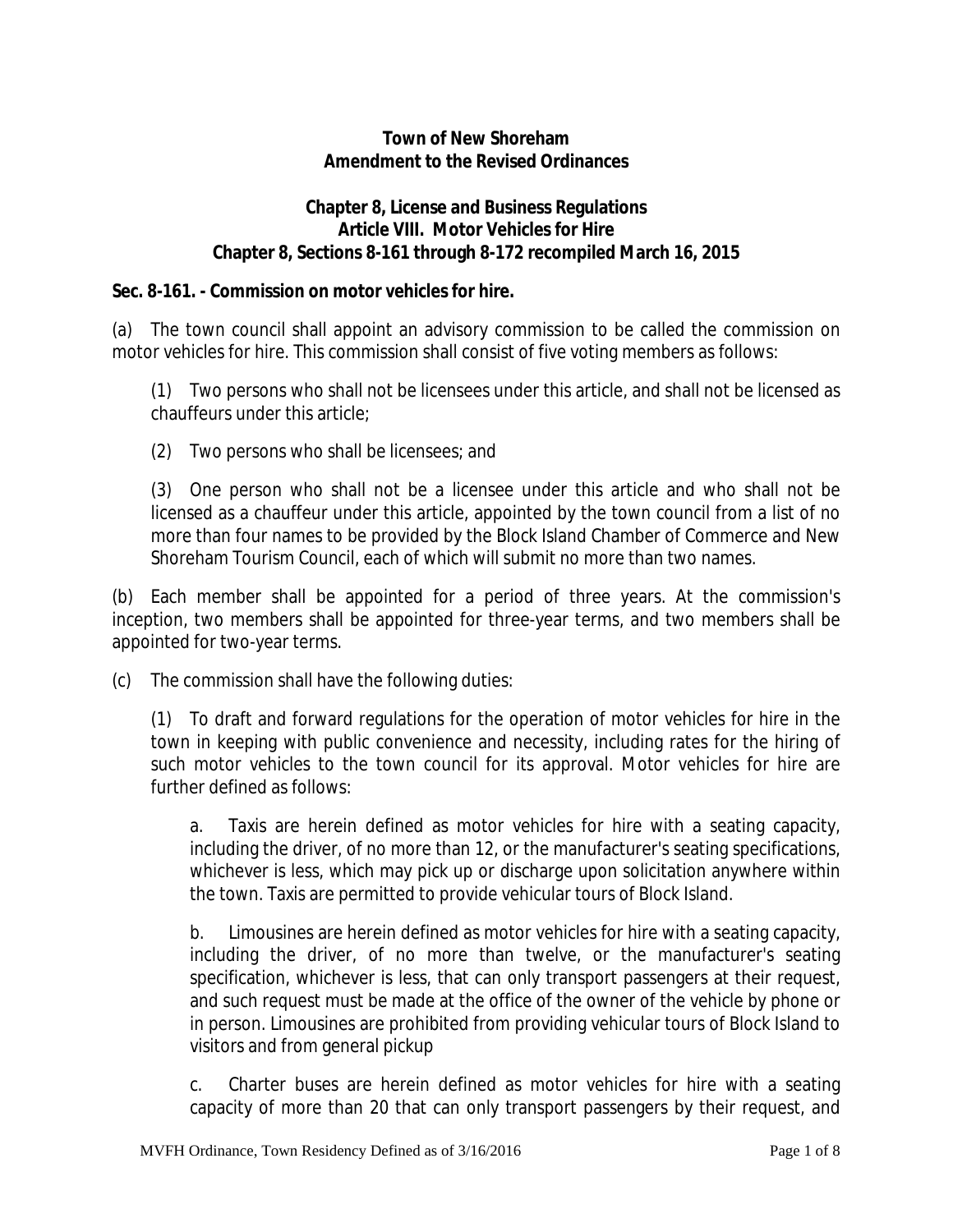**Town of New Shoreham**
**Amendment to the Revised Ordinances**

**Chapter 8, License and Business Regulations**
**Article VIII. Motor Vehicles for Hire**
**Chapter 8, Sections 8-161 through 8-172 recompiled March 16, 2015**

**Sec. 8-161. - Commission on motor vehicles for hire.**

(a) The town council shall appoint an advisory commission to be called the commission on motor vehicles for hire. This commission shall consist of five voting members as follows:

(1) Two persons who shall not be licensees under this article, and shall not be licensed as chauffeurs under this article;

(2) Two persons who shall be licensees; and

(3) One person who shall not be a licensee under this article and who shall not be licensed as a chauffeur under this article, appointed by the town council from a list of no more than four names to be provided by the Block Island Chamber of Commerce and New Shoreham Tourism Council, each of which will submit no more than two names.

(b) Each member shall be appointed for a period of three years. At the commission's inception, two members shall be appointed for three-year terms, and two members shall be appointed for two-year terms.

(c) The commission shall have the following duties:

(1) To draft and forward regulations for the operation of motor vehicles for hire in the town in keeping with public convenience and necessity, including rates for the hiring of such motor vehicles to the town council for its approval. Motor vehicles for hire are further defined as follows:

a. Taxis are herein defined as motor vehicles for hire with a seating capacity, including the driver, of no more than 12, or the manufacturer's seating specifications, whichever is less, which may pick up or discharge upon solicitation anywhere within the town. Taxis are permitted to provide vehicular tours of Block Island.

b. Limousines are herein defined as motor vehicles for hire with a seating capacity, including the driver, of no more than twelve, or the manufacturer's seating specification, whichever is less, that can only transport passengers at their request, and such request must be made at the office of the owner of the vehicle by phone or in person. Limousines are prohibited from providing vehicular tours of Block Island to visitors and from general pickup

c. Charter buses are herein defined as motor vehicles for hire with a seating capacity of more than 20 that can only transport passengers by their request, and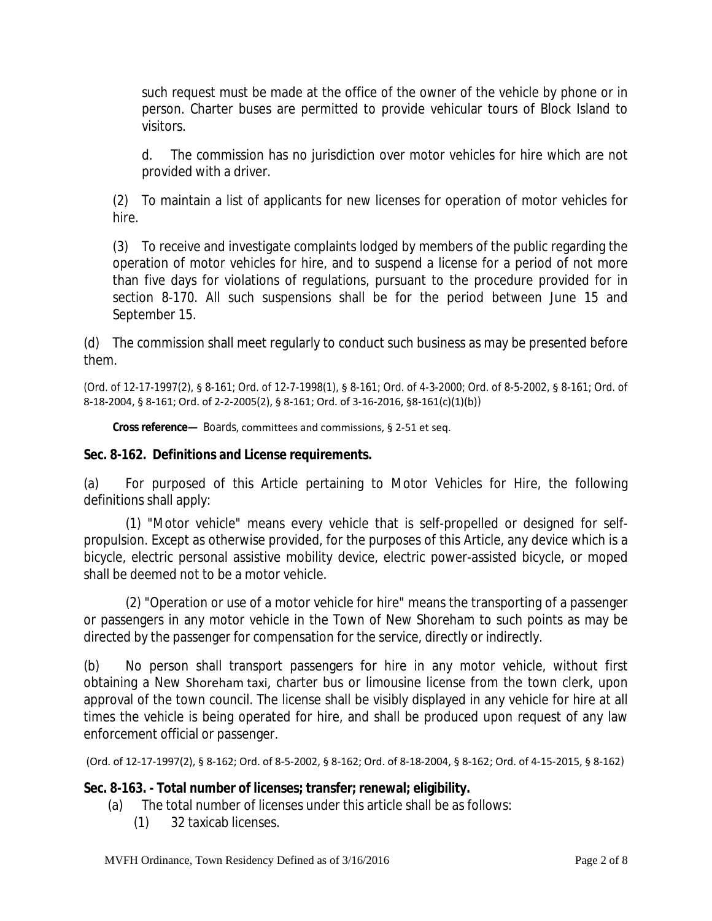such request must be made at the office of the owner of the vehicle by phone or in person. Charter buses are permitted to provide vehicular tours of Block Island to visitors.

d. The commission has no jurisdiction over motor vehicles for hire which are not provided with a driver.

(2) To maintain a list of applicants for new licenses for operation of motor vehicles for hire.

(3) To receive and investigate complaints lodged by members of the public regarding the operation of motor vehicles for hire, and to suspend a license for a period of not more than five days for violations of regulations, pursuant to the procedure provided for in section 8-170. All such suspensions shall be for the period between June 15 and September 15.

(d) The commission shall meet regularly to conduct such business as may be presented before them.

(Ord. of 12-17-1997(2), § 8-161; Ord. of 12-7-1998(1), § 8-161; Ord. of 4-3-2000; Ord. of 8-5-2002, § 8-161; Ord. of 8-18-2004, § 8-161; Ord. of 2-2-2005(2), § 8-161; Ord. of 3-16-2016, §8-161(c)(1)(b))

**Cross reference—** Boards, committees and commissions, § 2-51 et seq.

### Sec. 8-162. Definitions and License requirements.

(a) For purposed of this Article pertaining to Motor Vehicles for Hire, the following definitions shall apply:

(1) "Motor vehicle" means every vehicle that is self-propelled or designed for self-propulsion. Except as otherwise provided, for the purposes of this Article, any device which is a bicycle, electric personal assistive mobility device, electric power-assisted bicycle, or moped shall be deemed not to be a motor vehicle.

(2) "Operation or use of a motor vehicle for hire" means the transporting of a passenger or passengers in any motor vehicle in the Town of New Shoreham to such points as may be directed by the passenger for compensation for the service, directly or indirectly.

(b) No person shall transport passengers for hire in any motor vehicle, without first obtaining a New Shoreham taxi, charter bus or limousine license from the town clerk, upon approval of the town council. The license shall be visibly displayed in any vehicle for hire at all times the vehicle is being operated for hire, and shall be produced upon request of any law enforcement official or passenger.

(Ord. of 12-17-1997(2), § 8-162; Ord. of 8-5-2002, § 8-162; Ord. of 8-18-2004, § 8-162; Ord. of 4-15-2015, § 8-162)

### Sec. 8-163. - Total number of licenses; transfer; renewal; eligibility.

(a) The total number of licenses under this article shall be as follows:

(1) 32 taxicab licenses.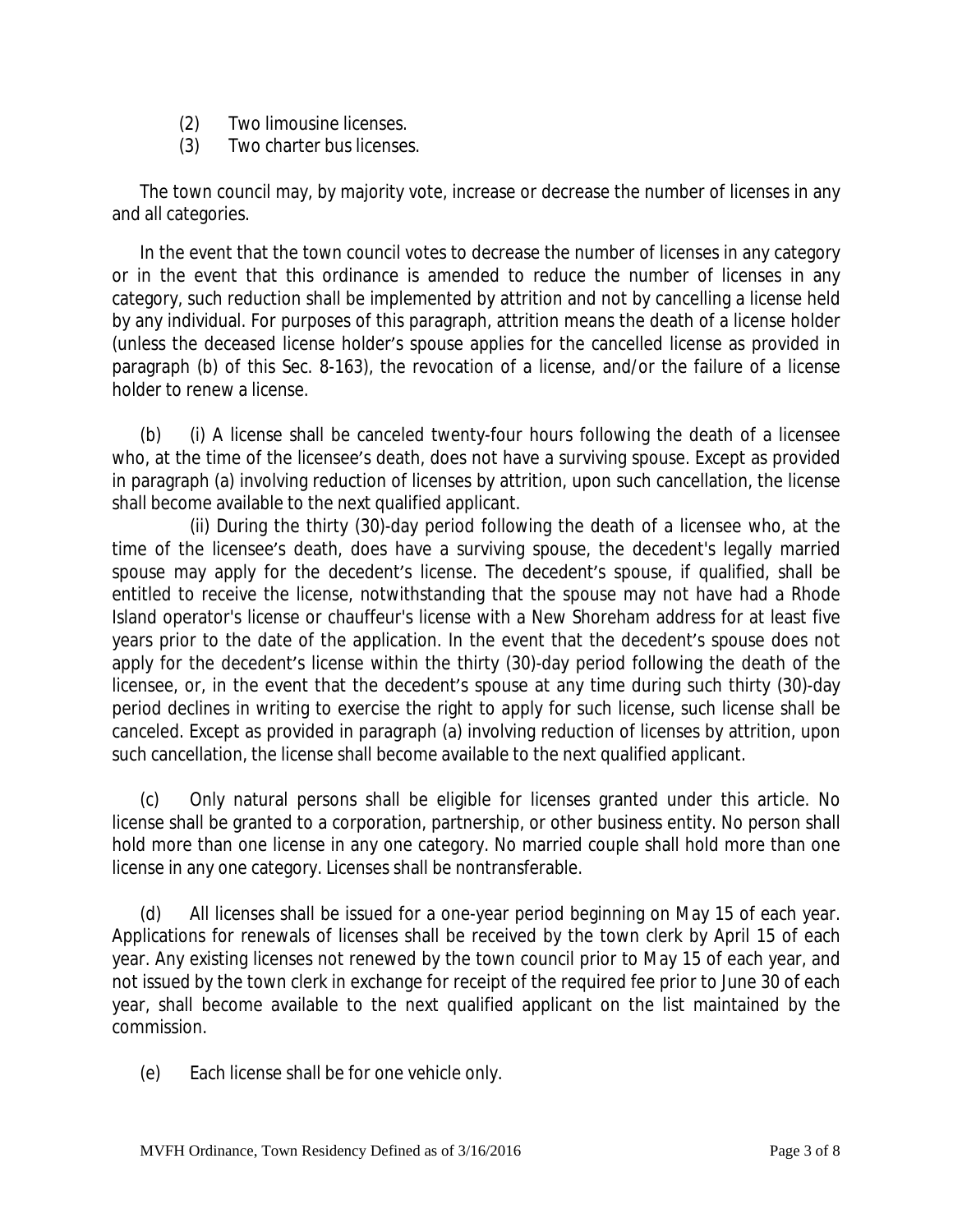(2) Two limousine licenses.
(3) Two charter bus licenses.

The town council may, by majority vote, increase or decrease the number of licenses in any and all categories.

In the event that the town council votes to decrease the number of licenses in any category or in the event that this ordinance is amended to reduce the number of licenses in any category, such reduction shall be implemented by attrition and not by cancelling a license held by any individual. For purposes of this paragraph, attrition means the death of a license holder (unless the deceased license holder's spouse applies for the cancelled license as provided in paragraph (b) of this Sec. 8-163), the revocation of a license, and/or the failure of a license holder to renew a license.

(b) (i) A license shall be canceled twenty-four hours following the death of a licensee who, at the time of the licensee's death, does not have a surviving spouse. Except as provided in paragraph (a) involving reduction of licenses by attrition, upon such cancellation, the license shall become available to the next qualified applicant.

(ii) During the thirty (30)-day period following the death of a licensee who, at the time of the licensee's death, does have a surviving spouse, the decedent's legally married spouse may apply for the decedent's license. The decedent's spouse, if qualified, shall be entitled to receive the license, notwithstanding that the spouse may not have had a Rhode Island operator's license or chauffeur's license with a New Shoreham address for at least five years prior to the date of the application. In the event that the decedent's spouse does not apply for the decedent's license within the thirty (30)-day period following the death of the licensee, or, in the event that the decedent's spouse at any time during such thirty (30)-day period declines in writing to exercise the right to apply for such license, such license shall be canceled. Except as provided in paragraph (a) involving reduction of licenses by attrition, upon such cancellation, the license shall become available to the next qualified applicant.

(c) Only natural persons shall be eligible for licenses granted under this article. No license shall be granted to a corporation, partnership, or other business entity. No person shall hold more than one license in any one category. No married couple shall hold more than one license in any one category. Licenses shall be nontransferable.

(d) All licenses shall be issued for a one-year period beginning on May 15 of each year. Applications for renewals of licenses shall be received by the town clerk by April 15 of each year. Any existing licenses not renewed by the town council prior to May 15 of each year, and not issued by the town clerk in exchange for receipt of the required fee prior to June 30 of each year, shall become available to the next qualified applicant on the list maintained by the commission.

(e) Each license shall be for one vehicle only.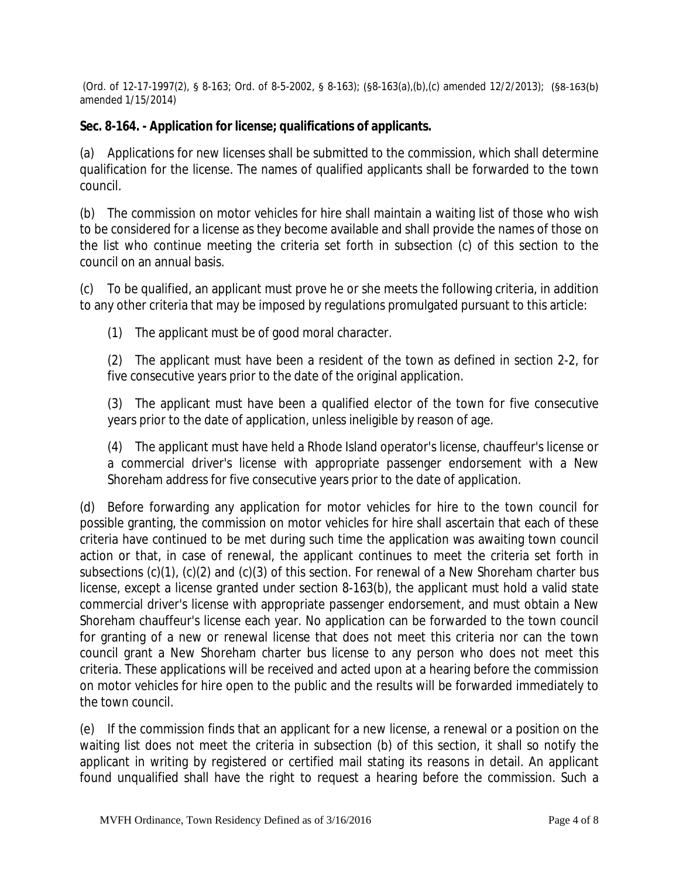(Ord. of 12-17-1997(2), § 8-163; Ord. of 8-5-2002, § 8-163); (§8-163(a),(b),(c) amended 12/2/2013); (§8-163(b) amended 1/15/2014)

**Sec. 8-164. - Application for license; qualifications of applicants.**

(a) Applications for new licenses shall be submitted to the commission, which shall determine qualification for the license. The names of qualified applicants shall be forwarded to the town council.

(b) The commission on motor vehicles for hire shall maintain a waiting list of those who wish to be considered for a license as they become available and shall provide the names of those on the list who continue meeting the criteria set forth in subsection (c) of this section to the council on an annual basis.

(c) To be qualified, an applicant must prove he or she meets the following criteria, in addition to any other criteria that may be imposed by regulations promulgated pursuant to this article:

(1) The applicant must be of good moral character.

(2) The applicant must have been a resident of the town as defined in section 2-2, for five consecutive years prior to the date of the original application.

(3) The applicant must have been a qualified elector of the town for five consecutive years prior to the date of application, unless ineligible by reason of age.

(4) The applicant must have held a Rhode Island operator's license, chauffeur's license or a commercial driver's license with appropriate passenger endorsement with a New Shoreham address for five consecutive years prior to the date of application.

(d) Before forwarding any application for motor vehicles for hire to the town council for possible granting, the commission on motor vehicles for hire shall ascertain that each of these criteria have continued to be met during such time the application was awaiting town council action or that, in case of renewal, the applicant continues to meet the criteria set forth in subsections (c)(1), (c)(2) and (c)(3) of this section. For renewal of a New Shoreham charter bus license, except a license granted under section 8-163(b), the applicant must hold a valid state commercial driver's license with appropriate passenger endorsement, and must obtain a New Shoreham chauffeur's license each year. No application can be forwarded to the town council for granting of a new or renewal license that does not meet this criteria nor can the town council grant a New Shoreham charter bus license to any person who does not meet this criteria. These applications will be received and acted upon at a hearing before the commission on motor vehicles for hire open to the public and the results will be forwarded immediately to the town council.

(e) If the commission finds that an applicant for a new license, a renewal or a position on the waiting list does not meet the criteria in subsection (b) of this section, it shall so notify the applicant in writing by registered or certified mail stating its reasons in detail. An applicant found unqualified shall have the right to request a hearing before the commission. Such a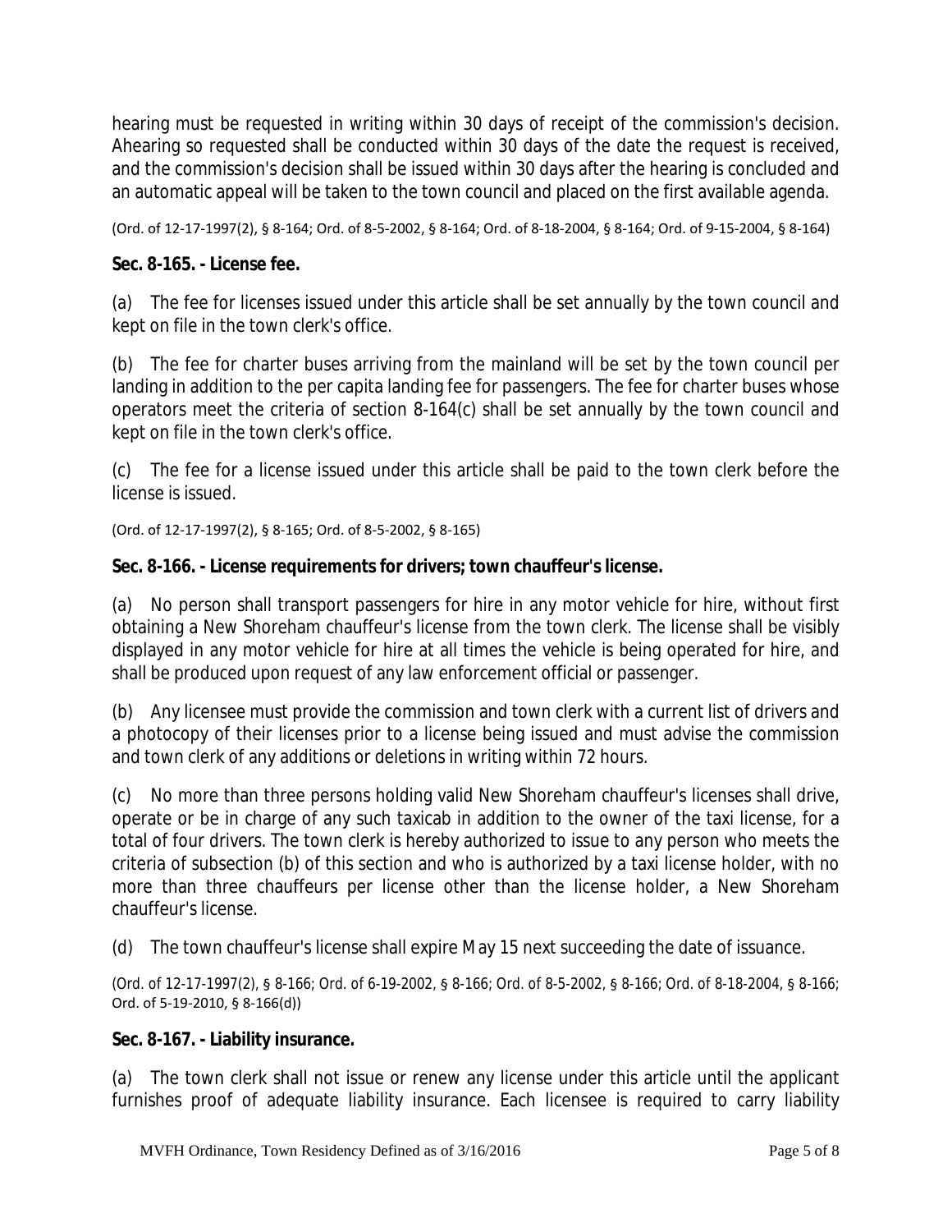hearing must be requested in writing within 30 days of receipt of the commission's decision. Ahearing so requested shall be conducted within 30 days of the date the request is received, and the commission's decision shall be issued within 30 days after the hearing is concluded and an automatic appeal will be taken to the town council and placed on the first available agenda.

(Ord. of 12-17-1997(2), § 8-164; Ord. of 8-5-2002, § 8-164; Ord. of 8-18-2004, § 8-164; Ord. of 9-15-2004, § 8-164)

**Sec. 8-165. - License fee.**

(a) The fee for licenses issued under this article shall be set annually by the town council and kept on file in the town clerk's office.

(b) The fee for charter buses arriving from the mainland will be set by the town council per landing in addition to the per capita landing fee for passengers. The fee for charter buses whose operators meet the criteria of section 8-164(c) shall be set annually by the town council and kept on file in the town clerk's office.

(c) The fee for a license issued under this article shall be paid to the town clerk before the license is issued.

(Ord. of 12-17-1997(2), § 8-165; Ord. of 8-5-2002, § 8-165)

**Sec. 8-166. - License requirements for drivers; town chauffeur's license.**

(a) No person shall transport passengers for hire in any motor vehicle for hire, without first obtaining a New Shoreham chauffeur's license from the town clerk. The license shall be visibly displayed in any motor vehicle for hire at all times the vehicle is being operated for hire, and shall be produced upon request of any law enforcement official or passenger.

(b) Any licensee must provide the commission and town clerk with a current list of drivers and a photocopy of their licenses prior to a license being issued and must advise the commission and town clerk of any additions or deletions in writing within 72 hours.

(c) No more than three persons holding valid New Shoreham chauffeur's licenses shall drive, operate or be in charge of any such taxicab in addition to the owner of the taxi license, for a total of four drivers. The town clerk is hereby authorized to issue to any person who meets the criteria of subsection (b) of this section and who is authorized by a taxi license holder, with no more than three chauffeurs per license other than the license holder, a New Shoreham chauffeur's license.

(d) The town chauffeur's license shall expire May 15 next succeeding the date of issuance.

(Ord. of 12-17-1997(2), § 8-166; Ord. of 6-19-2002, § 8-166; Ord. of 8-5-2002, § 8-166; Ord. of 8-18-2004, § 8-166; Ord. of 5-19-2010, § 8-166(d))

**Sec. 8-167. - Liability insurance.**

(a) The town clerk shall not issue or renew any license under this article until the applicant furnishes proof of adequate liability insurance. Each licensee is required to carry liability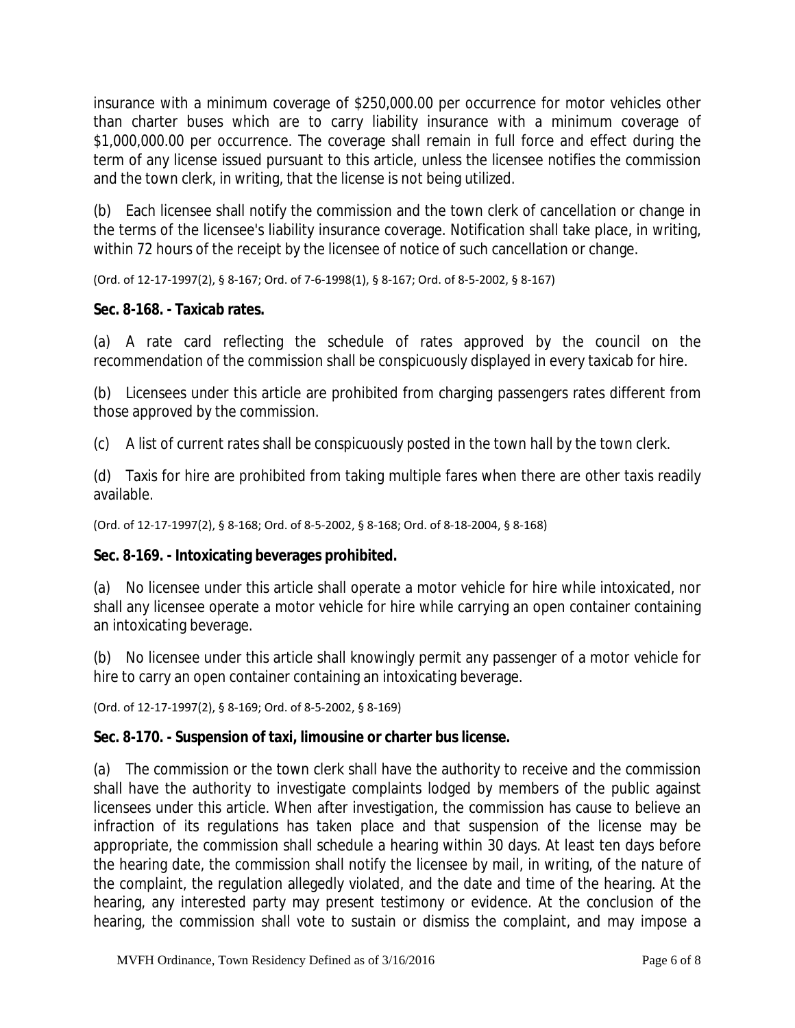insurance with a minimum coverage of $250,000.00 per occurrence for motor vehicles other than charter buses which are to carry liability insurance with a minimum coverage of $1,000,000.00 per occurrence. The coverage shall remain in full force and effect during the term of any license issued pursuant to this article, unless the licensee notifies the commission and the town clerk, in writing, that the license is not being utilized.

(b) Each licensee shall notify the commission and the town clerk of cancellation or change in the terms of the licensee's liability insurance coverage. Notification shall take place, in writing, within 72 hours of the receipt by the licensee of notice of such cancellation or change.

(Ord. of 12-17-1997(2), § 8-167; Ord. of 7-6-1998(1), § 8-167; Ord. of 8-5-2002, § 8-167)

**Sec. 8-168. - Taxicab rates.**

(a) A rate card reflecting the schedule of rates approved by the council on the recommendation of the commission shall be conspicuously displayed in every taxicab for hire.

(b) Licensees under this article are prohibited from charging passengers rates different from those approved by the commission.

(c) A list of current rates shall be conspicuously posted in the town hall by the town clerk.

(d) Taxis for hire are prohibited from taking multiple fares when there are other taxis readily available.

(Ord. of 12-17-1997(2), § 8-168; Ord. of 8-5-2002, § 8-168; Ord. of 8-18-2004, § 8-168)

**Sec. 8-169. - Intoxicating beverages prohibited.**

(a) No licensee under this article shall operate a motor vehicle for hire while intoxicated, nor shall any licensee operate a motor vehicle for hire while carrying an open container containing an intoxicating beverage.

(b) No licensee under this article shall knowingly permit any passenger of a motor vehicle for hire to carry an open container containing an intoxicating beverage.

(Ord. of 12-17-1997(2), § 8-169; Ord. of 8-5-2002, § 8-169)

**Sec. 8-170. - Suspension of taxi, limousine or charter bus license.**

(a) The commission or the town clerk shall have the authority to receive and the commission shall have the authority to investigate complaints lodged by members of the public against licensees under this article. When after investigation, the commission has cause to believe an infraction of its regulations has taken place and that suspension of the license may be appropriate, the commission shall schedule a hearing within 30 days. At least ten days before the hearing date, the commission shall notify the licensee by mail, in writing, of the nature of the complaint, the regulation allegedly violated, and the date and time of the hearing. At the hearing, any interested party may present testimony or evidence. At the conclusion of the hearing, the commission shall vote to sustain or dismiss the complaint, and may impose a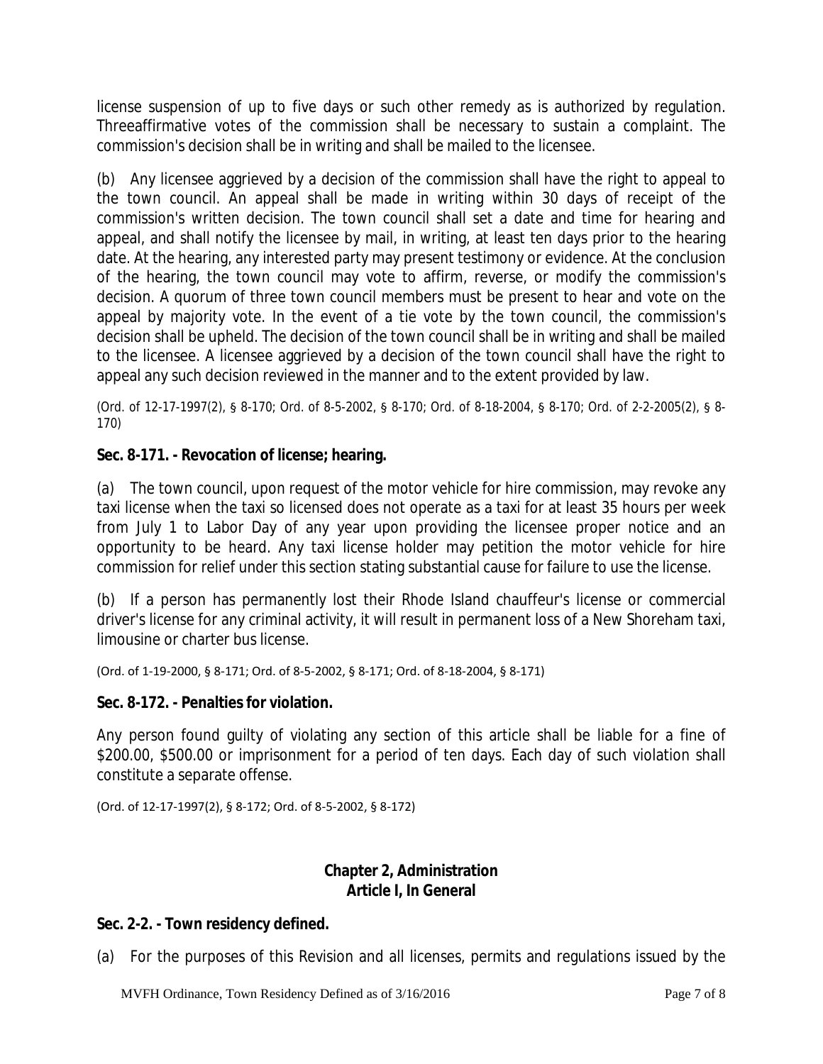license suspension of up to five days or such other remedy as is authorized by regulation. Threeaffirmative votes of the commission shall be necessary to sustain a complaint. The commission's decision shall be in writing and shall be mailed to the licensee.

(b) Any licensee aggrieved by a decision of the commission shall have the right to appeal to the town council. An appeal shall be made in writing within 30 days of receipt of the commission's written decision. The town council shall set a date and time for hearing and appeal, and shall notify the licensee by mail, in writing, at least ten days prior to the hearing date. At the hearing, any interested party may present testimony or evidence. At the conclusion of the hearing, the town council may vote to affirm, reverse, or modify the commission's decision. A quorum of three town council members must be present to hear and vote on the appeal by majority vote. In the event of a tie vote by the town council, the commission's decision shall be upheld. The decision of the town council shall be in writing and shall be mailed to the licensee. A licensee aggrieved by a decision of the town council shall have the right to appeal any such decision reviewed in the manner and to the extent provided by law.

(Ord. of 12-17-1997(2), § 8-170; Ord. of 8-5-2002, § 8-170; Ord. of 8-18-2004, § 8-170; Ord. of 2-2-2005(2), § 8-170)

**Sec. 8-171. - Revocation of license; hearing.**

(a) The town council, upon request of the motor vehicle for hire commission, may revoke any taxi license when the taxi so licensed does not operate as a taxi for at least 35 hours per week from July 1 to Labor Day of any year upon providing the licensee proper notice and an opportunity to be heard. Any taxi license holder may petition the motor vehicle for hire commission for relief under this section stating substantial cause for failure to use the license.

(b) If a person has permanently lost their Rhode Island chauffeur's license or commercial driver's license for any criminal activity, it will result in permanent loss of a New Shoreham taxi, limousine or charter bus license.

(Ord. of 1-19-2000, § 8-171; Ord. of 8-5-2002, § 8-171; Ord. of 8-18-2004, § 8-171)

**Sec. 8-172. - Penalties for violation.**

Any person found guilty of violating any section of this article shall be liable for a fine of \$200.00, \$500.00 or imprisonment for a period of ten days. Each day of such violation shall constitute a separate offense.

(Ord. of 12-17-1997(2), § 8-172; Ord. of 8-5-2002, § 8-172)

## Chapter 2, Administration
## Article I, In General

**Sec. 2-2. - Town residency defined.**

(a) For the purposes of this Revision and all licenses, permits and regulations issued by the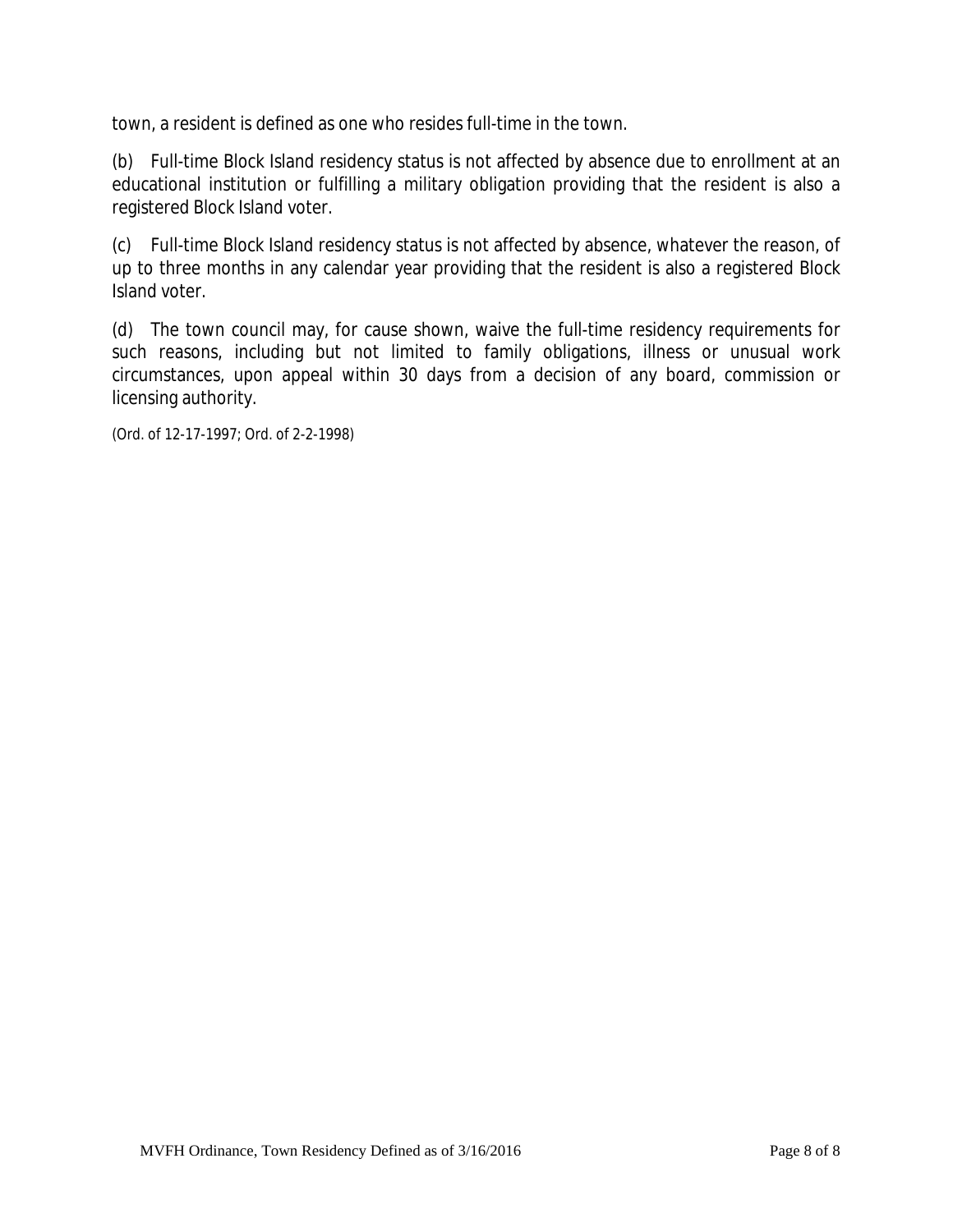town, a resident is defined as one who resides full-time in the town.

(b) Full-time Block Island residency status is not affected by absence due to enrollment at an educational institution or fulfilling a military obligation providing that the resident is also a registered Block Island voter.

(c) Full-time Block Island residency status is not affected by absence, whatever the reason, of up to three months in any calendar year providing that the resident is also a registered Block Island voter.

(d) The town council may, for cause shown, waive the full-time residency requirements for such reasons, including but not limited to family obligations, illness or unusual work circumstances, upon appeal within 30 days from a decision of any board, commission or licensing authority.

(Ord. of 12-17-1997; Ord. of 2-2-1998)